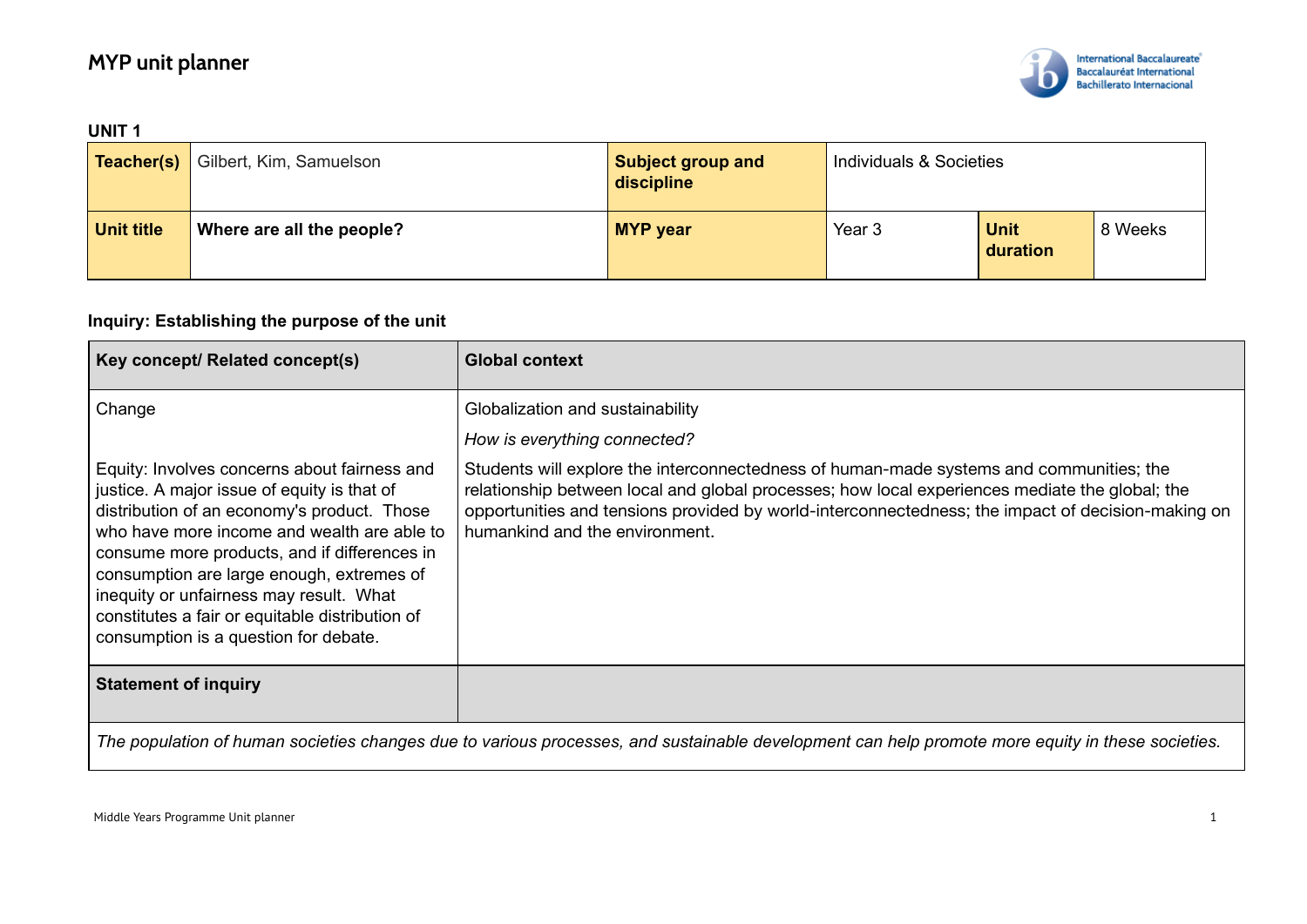# MYP unit planner

**UNIT 1**

| **Teacher(s)** | Gilbert, Kim, Samuelson | **Subject group and discipline** | Individuals & Societies | | |
|---|---|---|---|---|---|
| **Unit title** | **Where are all the people?** | **MYP year** | Year 3 | **Unit duration** | 8 Weeks |

**Inquiry: Establishing the purpose of the unit**

| **Key concept/ Related concept(s)** | **Global context** |
|---|---|
| Change<br><br>Equity: Involves concerns about fairness and justice. A major issue of equity is that of distribution of an economy's product. Those who have more income and wealth are able to consume more products, and if differences in consumption are large enough, extremes of inequity or unfairness may result. What constitutes a fair or equitable distribution of consumption is a question for debate. | Globalization and sustainability<br><br>*How is everything connected?*<br><br>Students will explore the interconnectedness of human-made systems and communities; the relationship between local and global processes; how local experiences mediate the global; the opportunities and tensions provided by world-interconnectedness; the impact of decision-making on humankind and the environment. |
| **Statement of inquiry** | |
| *The population of human societies changes due to various processes, and sustainable development can help promote more equity in these societies.* | |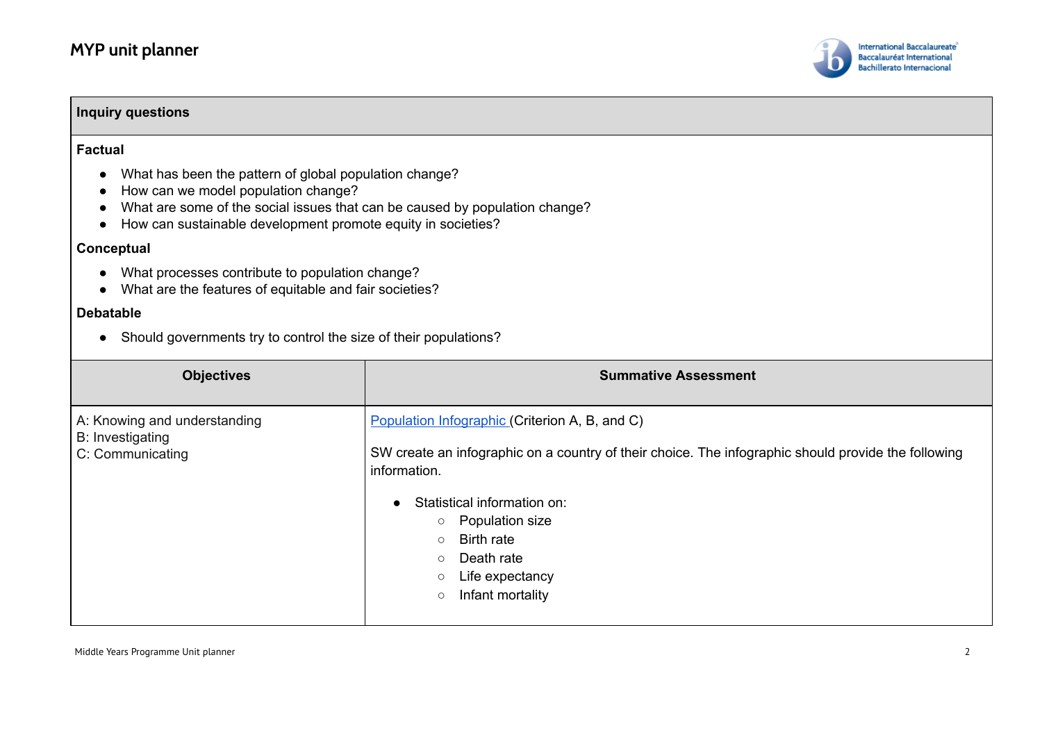| Inquiry questions | |
|---|---|
| **Factual**<br>• What has been the pattern of global population change?<br>• How can we model population change?<br>• What are some of the social issues that can be caused by population change?<br>• How can sustainable development promote equity in societies?<br>**Conceptual**<br>• What processes contribute to population change?<br>• What are the features of equitable and fair societies?<br>**Debatable**<br>• Should governments try to control the size of their populations? | |

| Objectives | Summative Assessment |
|---|---|
| A: Knowing and understanding<br>B: Investigating<br>C: Communicating | Population Infographic (Criterion A, B, and C)<br><br>SW create an infographic on a country of their choice. The infographic should provide the following information.<br><br>• Statistical information on:<br>  ○ Population size<br>  ○ Birth rate<br>  ○ Death rate<br>  ○ Life expectancy<br>  ○ Infant mortality |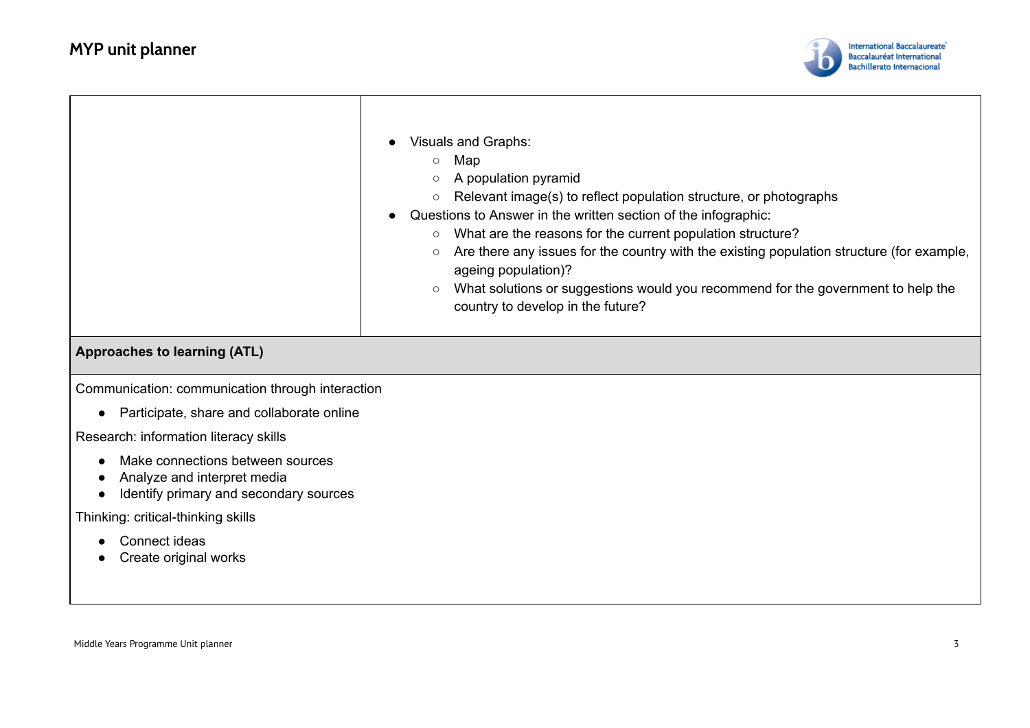| | |
|---|---|
| | • Visual and Graphs:<br>  ○ Map<br>  ○ A population pyramid<br>  ○ Relevant image(s) to reflect population structure, or photographs<br>• Questions to Answer in the written section of the infographic:<br>  ○ What are the reasons for the current population structure?<br>  ○ Are there any issues for the country with the existing population structure (for example, ageing population)?<br>  ○ What solutions or suggestions would you recommend for the government to help the country to develop in the future? |

**Approaches to learning (ATL)**

Communication: communication through interaction

- Participate, share and collaborate online

Research: information literacy skills

- Make connections between sources
- Analyze and interpret media
- Identify primary and secondary sources

Thinking: critical-thinking skills

- Connect ideas
- Create original works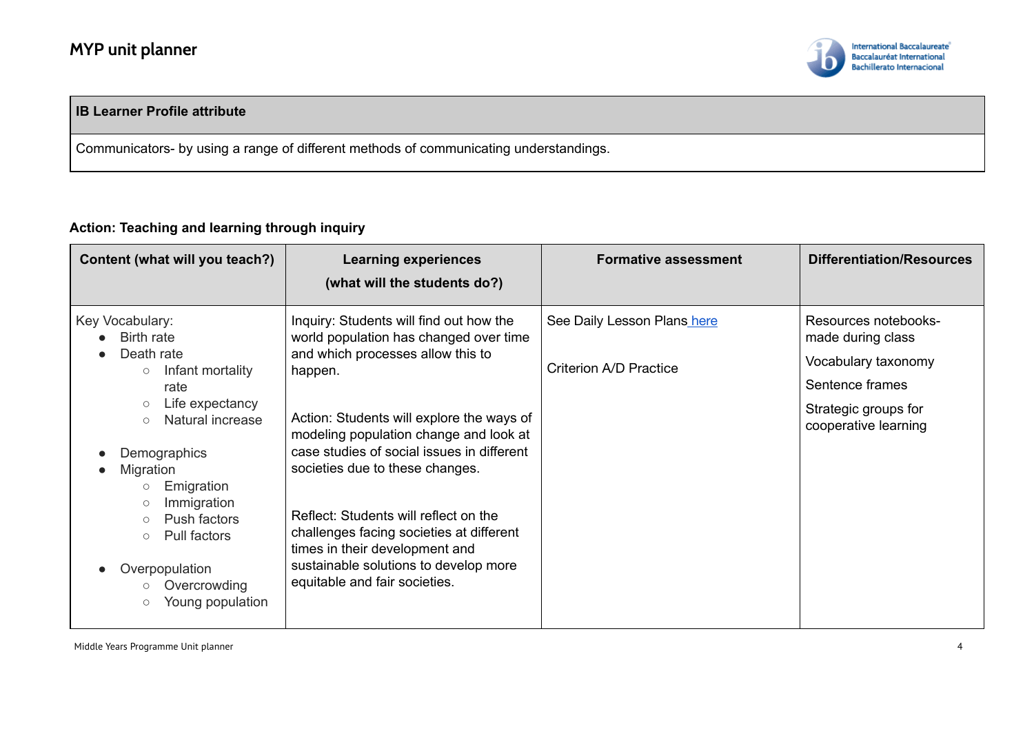## MYP unit planner

| IB Learner Profile attribute |
|---|
| Communicators- by using a range of different methods of communicating understandings. |

**Action: Teaching and learning through inquiry**

| Content (what will you teach?) | Learning experiences (what will the students do?) | Formative assessment | Differentiation/Resources |
|---|---|---|---|
| Key Vocabulary:<br>• Birth rate<br>• Death rate<br>  ○ Infant mortality rate<br>  ○ Life expectancy<br>  ○ Natural increase<br><br>• Demographics<br>• Migration<br>  ○ Emigration<br>  ○ Immigration<br>  ○ Push factors<br>  ○ Pull factors<br><br>• Overpopulation<br>  ○ Overcrowding<br>  ○ Young population | Inquiry: Students will find out how the world population has changed over time and which processes allow this to happen.<br><br>Action: Students will explore the ways of modeling population change and look at case studies of social issues in different societies due to these changes.<br><br>Reflect: Students will reflect on the challenges facing societies at different times in their development and sustainable solutions to develop more equitable and fair societies. | See Daily Lesson Plans here<br><br>Criterion A/D Practice | Resources notebooks- made during class<br><br>Vocabulary taxonomy<br><br>Sentence frames<br><br>Strategic groups for cooperative learning |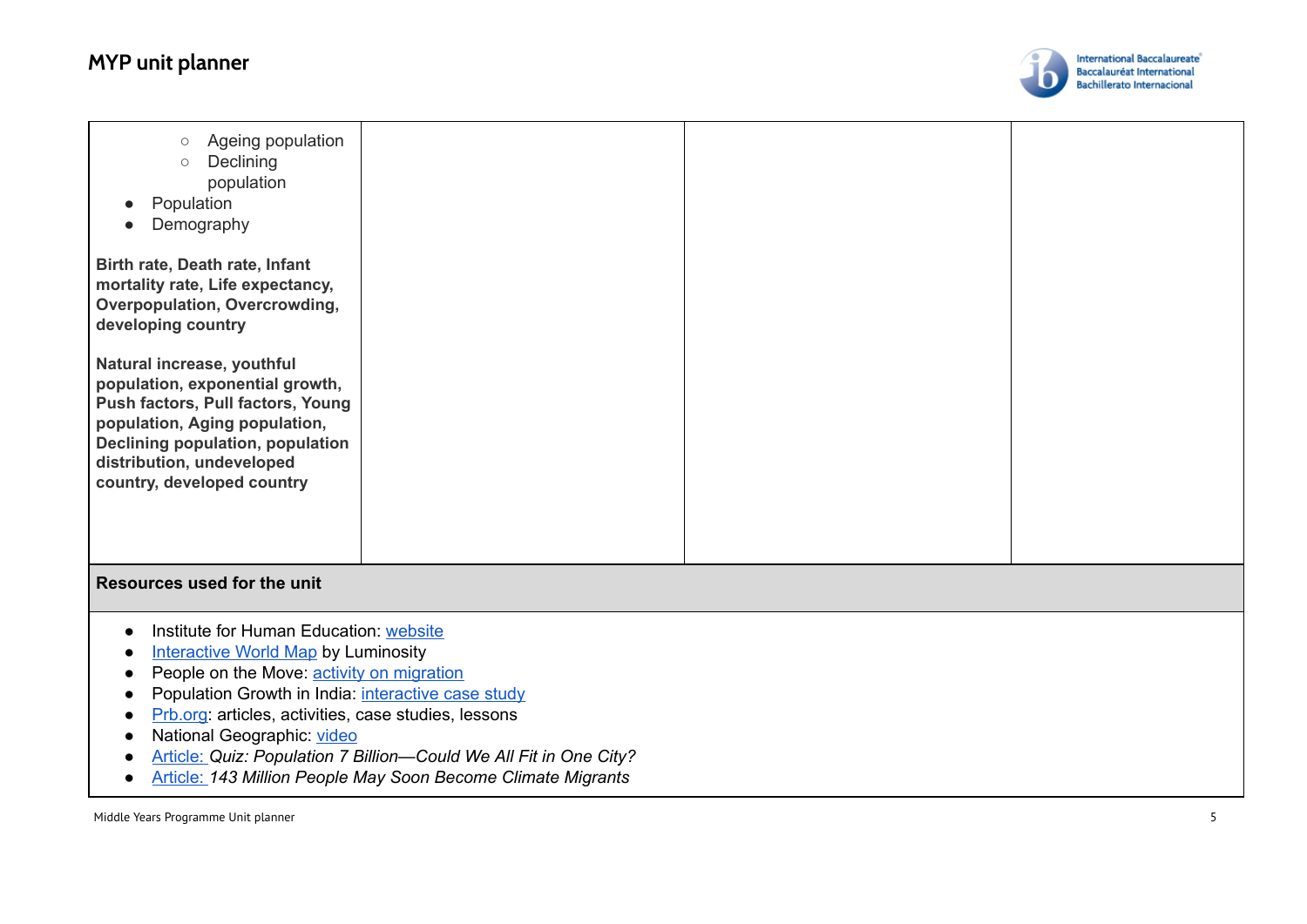| | | | |
|---|---|---|---|
| ◦ Ageing population<br>◦ Declining population<br>• Population<br>• Demography<br><br>**Birth rate, Death rate, Infant mortality rate, Life expectancy, Overpopulation, Overcrowding, developing country**<br><br>**Natural increase, youthful population, exponential growth, Push factors, Pull factors, Young population, Aging population, Declining population, population distribution, undeveloped country, developed country** | | | |

**Resources used for the unit**

- Institute for Human Education: website
- Interactive World Map by Luminosity
- People on the Move: activity on migration
- Population Growth in India: interactive case study
- Prb.org: articles, activities, case studies, lessons
- National Geographic: video
- Article: *Quiz: Population 7 Billion—Could We All Fit in One City?*
- Article: *143 Million People May Soon Become Climate Migrants*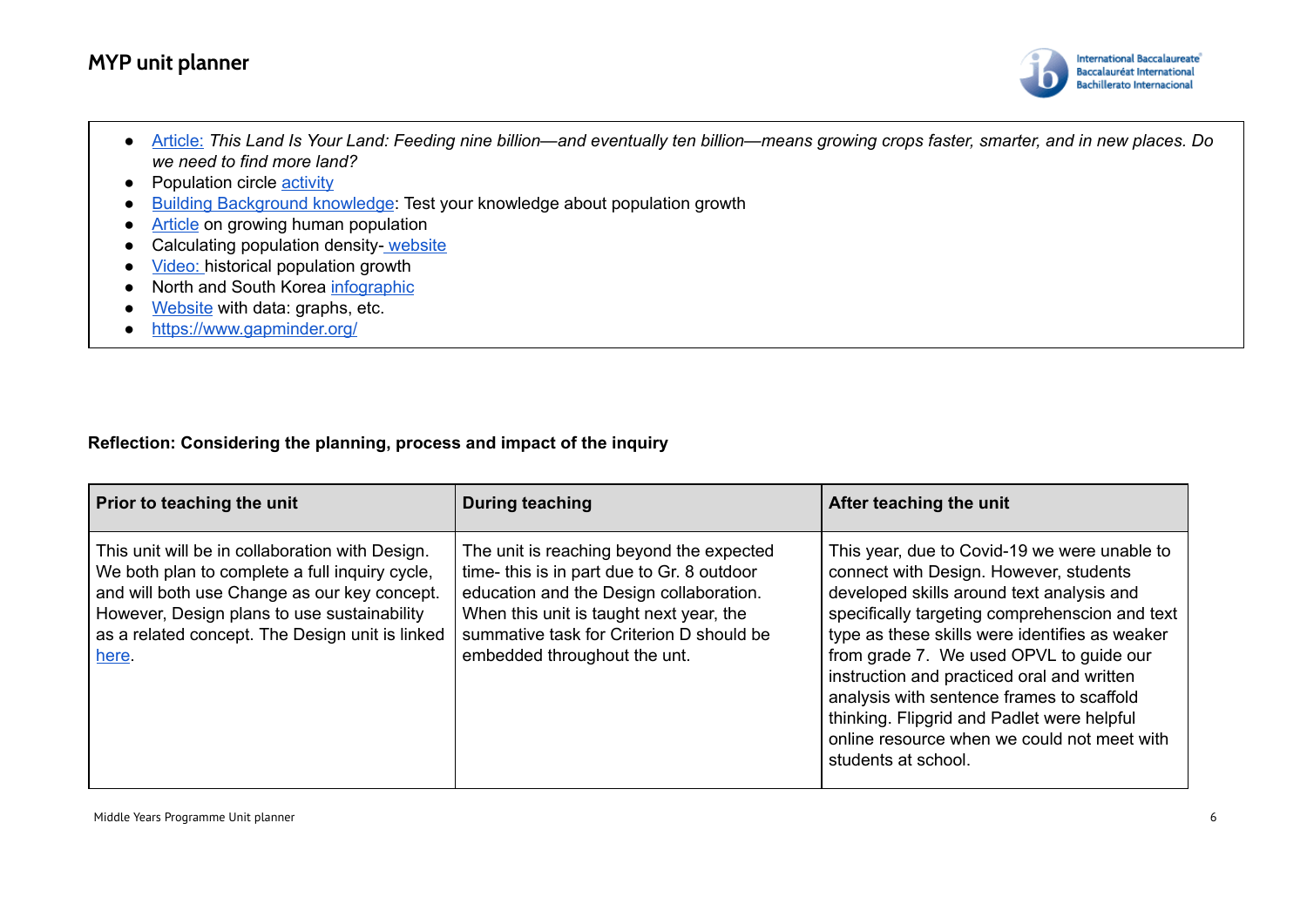- Article: *This Land Is Your Land: Feeding nine billion—and eventually ten billion—means growing crops faster, smarter, and in new places. Do we need to find more land?*
- Population circle activity
- Building Background knowledge: Test your knowledge about population growth
- Article on growing human population
- Calculating population density- website
- Video: historical population growth
- North and South Korea infographic
- Website with data: graphs, etc.
- https://www.gapminder.org/

**Reflection: Considering the planning, process and impact of the inquiry**

| Prior to teaching the unit | During teaching | After teaching the unit |
| --- | --- | --- |
| This unit will be in collaboration with Design. We both plan to complete a full inquiry cycle, and will both use Change as our key concept. However, Design plans to use sustainability as a related concept. The Design unit is linked here. | The unit is reaching beyond the expected time- this is in part due to Gr. 8 outdoor education and the Design collaboration. When this unit is taught next year, the summative task for Criterion D should be embedded throughout the unt. | This year, due to Covid-19 we were unable to connect with Design. However, students developed skills around text analysis and specifically targeting comprehenscion and text type as these skills were identifies as weaker from grade 7. We used OPVL to guide our instruction and practiced oral and written analysis with sentence frames to scaffold thinking. Flipgrid and Padlet were helpful online resource when we could not meet with students at school. |